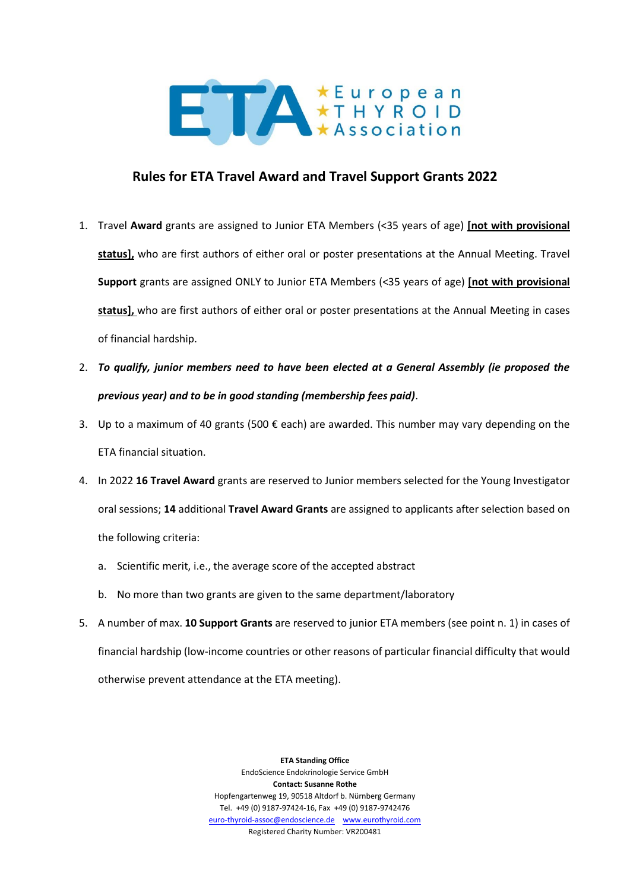# Rules for ETA Travel Award and Travel Support Grants 2022

1. Travel **Award** grants are assigned to Junior ETA Members (<35 years of age) **[not with provisional status],** who are first authors of either oral or poster presentations at the Annual Meeting. Travel **Support** grants are assigned ONLY to Junior ETA Members (<35 years of age) **[not with provisional status],** who are first authors of either oral or poster presentations at the Annual Meeting in cases of financial hardship.
2. ***To qualify, junior members need to have been elected at a General Assembly (ie proposed the previous year) and to be in good standing (membership fees paid)***.
3. Up to a maximum of 40 grants (500 € each) are awarded. This number may vary depending on the ETA financial situation.
4. In 2022 **16 Travel Award** grants are reserved to Junior members selected for the Young Investigator oral sessions; **14** additional **Travel Award Grants** are assigned to applicants after selection based on the following criteria:
   a. Scientific merit, i.e., the average score of the accepted abstract
   b. No more than two grants are given to the same department/laboratory
5. A number of max. **10 Support Grants** are reserved to junior ETA members (see point n. 1) in cases of financial hardship (low-income countries or other reasons of particular financial difficulty that would otherwise prevent attendance at the ETA meeting).

**ETA Standing Office**
EndoScience Endokrinologie Service GmbH
**Contact: Susanne Rothe**
Hopfengartenweg 19, 90518 Altdorf b. Nürnberg Germany
Tel. +49 (0) 9187-97424-16, Fax +49 (0) 9187-9742476
euro-thyroid-assoc@endoscience.de www.eurothyroid.com
Registered Charity Number: VR200481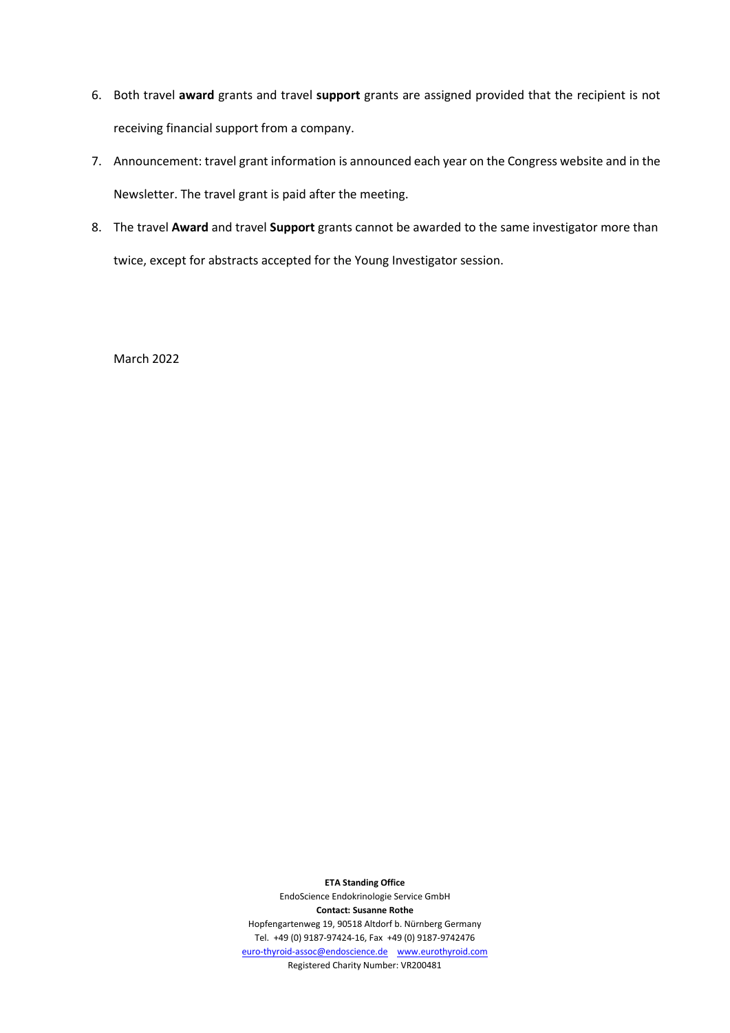6. Both travel **award** grants and travel **support** grants are assigned provided that the recipient is not receiving financial support from a company.
7. Announcement: travel grant information is announced each year on the Congress website and in the Newsletter. The travel grant is paid after the meeting.
8. The travel **Award** and travel **Support** grants cannot be awarded to the same investigator more than twice, except for abstracts accepted for the Young Investigator session.

March 2022

**ETA Standing Office**
EndoScience Endokrinologie Service GmbH
**Contact: Susanne Rothe**
Hopfengartenweg 19, 90518 Altdorf b. Nürnberg Germany
Tel. +49 (0) 9187-97424-16, Fax +49 (0) 9187-9742476
euro-thyroid-assoc@endoscience.de www.eurothyroid.com
Registered Charity Number: VR200481